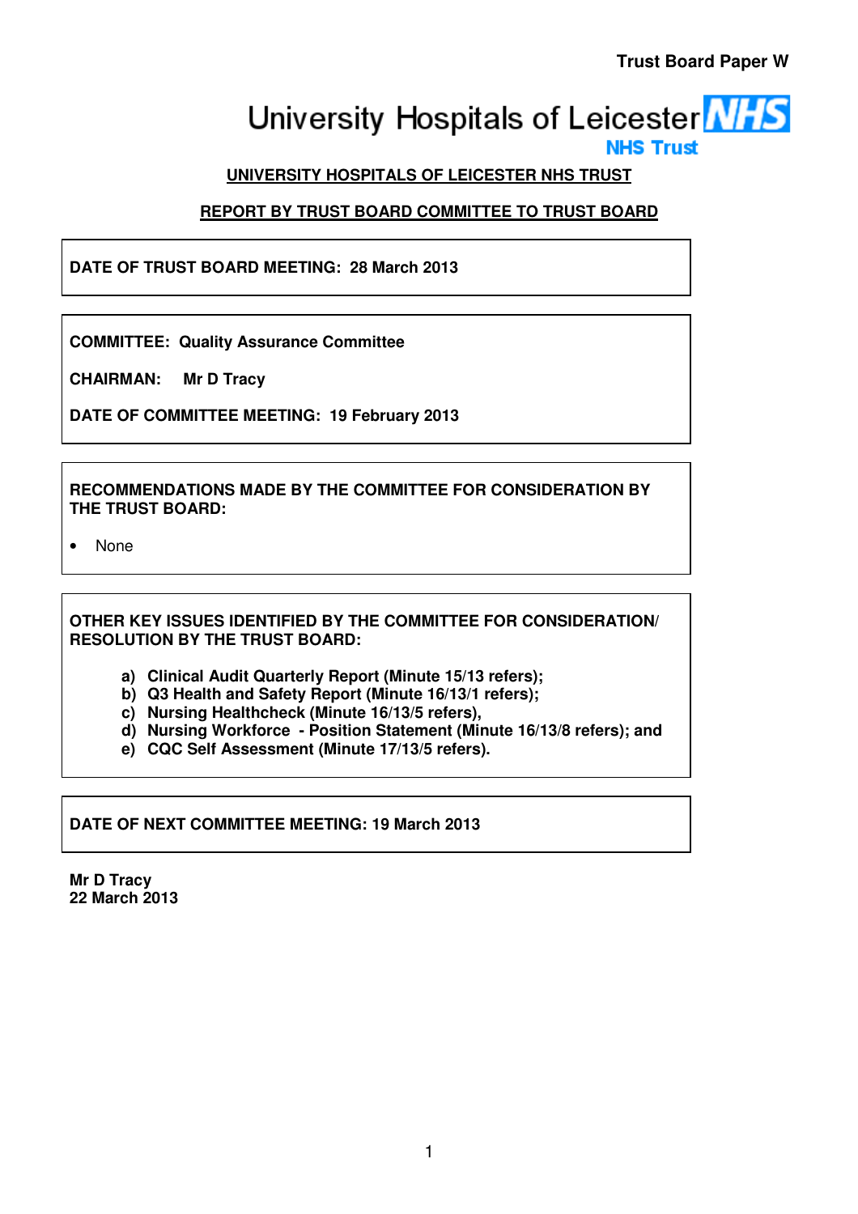**Trust Board Paper W**

University Hospitals of Leicester NHS Trust

## UNIVERSITY HOSPITALS OF LEICESTER NHS TRUST

## REPORT BY TRUST BOARD COMMITTEE TO TRUST BOARD

**DATE OF TRUST BOARD MEETING: 28 March 2013**

**COMMITTEE: Quality Assurance Committee**

**CHAIRMAN: Mr D Tracy**

**DATE OF COMMITTEE MEETING: 19 February 2013**

**RECOMMENDATIONS MADE BY THE COMMITTEE FOR CONSIDERATION BY THE TRUST BOARD:**

- None

**OTHER KEY ISSUES IDENTIFIED BY THE COMMITTEE FOR CONSIDERATION/ RESOLUTION BY THE TRUST BOARD:**

a) **Clinical Audit Quarterly Report (Minute 15/13 refers);**
b) **Q3 Health and Safety Report (Minute 16/13/1 refers);**
c) **Nursing Healthcheck (Minute 16/13/5 refers),**
d) **Nursing Workforce - Position Statement (Minute 16/13/8 refers); and**
e) **CQC Self Assessment (Minute 17/13/5 refers).**

**DATE OF NEXT COMMITTEE MEETING: 19 March 2013**

**Mr D Tracy**
**22 March 2013**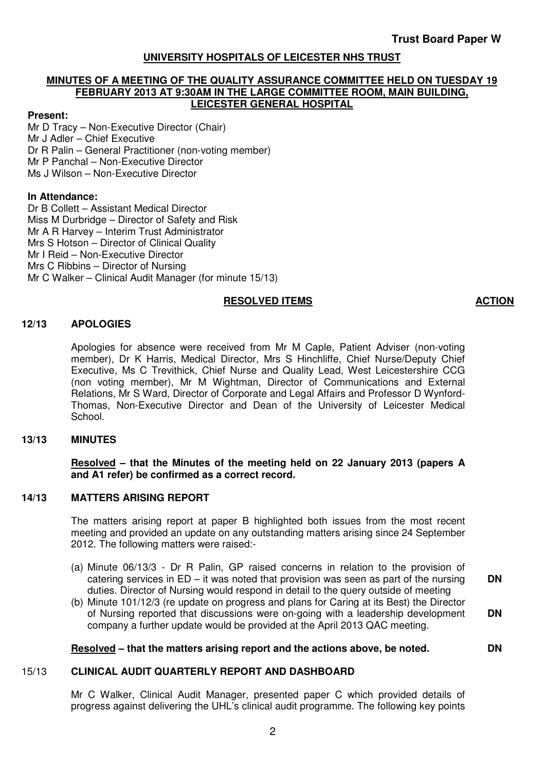**Trust Board Paper W**

**UNIVERSITY HOSPITALS OF LEICESTER NHS TRUST**

**MINUTES OF A MEETING OF THE QUALITY ASSURANCE COMMITTEE HELD ON TUESDAY 19 FEBRUARY 2013 AT 9:30AM IN THE LARGE COMMITTEE ROOM, MAIN BUILDING, LEICESTER GENERAL HOSPITAL**

**Present:**

Mr D Tracy – Non-Executive Director (Chair)
Mr J Adler – Chief Executive
Dr R Palin – General Practitioner (non-voting member)
Mr P Panchal – Non-Executive Director
Ms J Wilson – Non-Executive Director

**In Attendance:**

Dr B Collett – Assistant Medical Director
Miss M Durbridge – Director of Safety and Risk
Mr A R Harvey – Interim Trust Administrator
Mrs S Hotson – Director of Clinical Quality
Mr I Reid – Non-Executive Director
Mrs C Ribbins – Director of Nursing
Mr C Walker – Clinical Audit Manager (for minute 15/13)

**RESOLVED ITEMS** — **ACTION**

**12/13 APOLOGIES**

Apologies for absence were received from Mr M Caple, Patient Adviser (non-voting member), Dr K Harris, Medical Director, Mrs S Hinchliffe, Chief Nurse/Deputy Chief Executive, Ms C Trevithick, Chief Nurse and Quality Lead, West Leicestershire CCG (non voting member), Mr M Wightman, Director of Communications and External Relations, Mr S Ward, Director of Corporate and Legal Affairs and Professor D Wynford-Thomas, Non-Executive Director and Dean of the University of Leicester Medical School.

**13/13 MINUTES**

**Resolved – that the Minutes of the meeting held on 22 January 2013 (papers A and A1 refer) be confirmed as a correct record.**

**14/13 MATTERS ARISING REPORT**

The matters arising report at paper B highlighted both issues from the most recent meeting and provided an update on any outstanding matters arising since 24 September 2012. The following matters were raised:-

(a) Minute 06/13/3 - Dr R Palin, GP raised concerns in relation to the provision of catering services in ED – it was noted that provision was seen as part of the nursing duties. Director of Nursing would respond in detail to the query outside of meeting — **DN**

(b) Minute 101/12/3 (re update on progress and plans for Caring at its Best) the Director of Nursing reported that discussions were on-going with a leadership development company a further update would be provided at the April 2013 QAC meeting. — **DN**

**Resolved – that the matters arising report and the actions above, be noted.** — **DN**

**15/13 CLINICAL AUDIT QUARTERLY REPORT AND DASHBOARD**

Mr C Walker, Clinical Audit Manager, presented paper C which provided details of progress against delivering the UHL's clinical audit programme. The following key points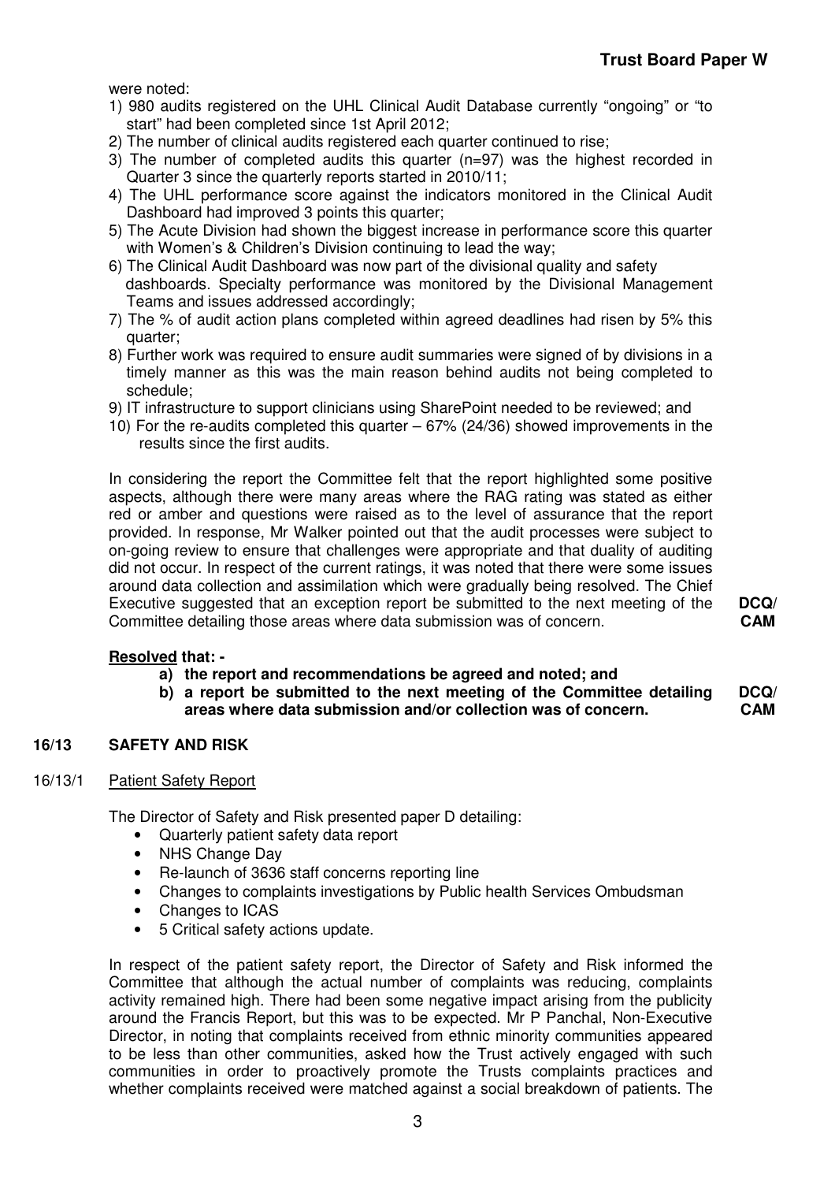were noted:

1) 980 audits registered on the UHL Clinical Audit Database currently "ongoing" or "to start" had been completed since 1st April 2012;
2) The number of clinical audits registered each quarter continued to rise;
3) The number of completed audits this quarter (n=97) was the highest recorded in Quarter 3 since the quarterly reports started in 2010/11;
4) The UHL performance score against the indicators monitored in the Clinical Audit Dashboard had improved 3 points this quarter;
5) The Acute Division had shown the biggest increase in performance score this quarter with Women's & Children's Division continuing to lead the way;
6) The Clinical Audit Dashboard was now part of the divisional quality and safety dashboards. Specialty performance was monitored by the Divisional Management Teams and issues addressed accordingly;
7) The % of audit action plans completed within agreed deadlines had risen by 5% this quarter;
8) Further work was required to ensure audit summaries were signed of by divisions in a timely manner as this was the main reason behind audits not being completed to schedule;
9) IT infrastructure to support clinicians using SharePoint needed to be reviewed; and
10) For the re-audits completed this quarter – 67% (24/36) showed improvements in the results since the first audits.

In considering the report the Committee felt that the report highlighted some positive aspects, although there were many areas where the RAG rating was stated as either red or amber and questions were raised as to the level of assurance that the report provided. In response, Mr Walker pointed out that the audit processes were subject to on-going review to ensure that challenges were appropriate and that duality of auditing did not occur. In respect of the current ratings, it was noted that there were some issues around data collection and assimilation which were gradually being resolved. The Chief Executive suggested that an exception report be submitted to the next meeting of the Committee detailing those areas where data submission was of concern. **DCQ/ CAM**

**Resolved that: -**

**a) the report and recommendations be agreed and noted; and**

**b) a report be submitted to the next meeting of the Committee detailing areas where data submission and/or collection was of concern.** **DCQ/ CAM**

## 16/13 SAFETY AND RISK

16/13/1 Patient Safety Report

The Director of Safety and Risk presented paper D detailing:

- Quarterly patient safety data report
- NHS Change Day
- Re-launch of 3636 staff concerns reporting line
- Changes to complaints investigations by Public health Services Ombudsman
- Changes to ICAS
- 5 Critical safety actions update.

In respect of the patient safety report, the Director of Safety and Risk informed the Committee that although the actual number of complaints was reducing, complaints activity remained high. There had been some negative impact arising from the publicity around the Francis Report, but this was to be expected. Mr P Panchal, Non-Executive Director, in noting that complaints received from ethnic minority communities appeared to be less than other communities, asked how the Trust actively engaged with such communities in order to proactively promote the Trusts complaints practices and whether complaints received were matched against a social breakdown of patients. The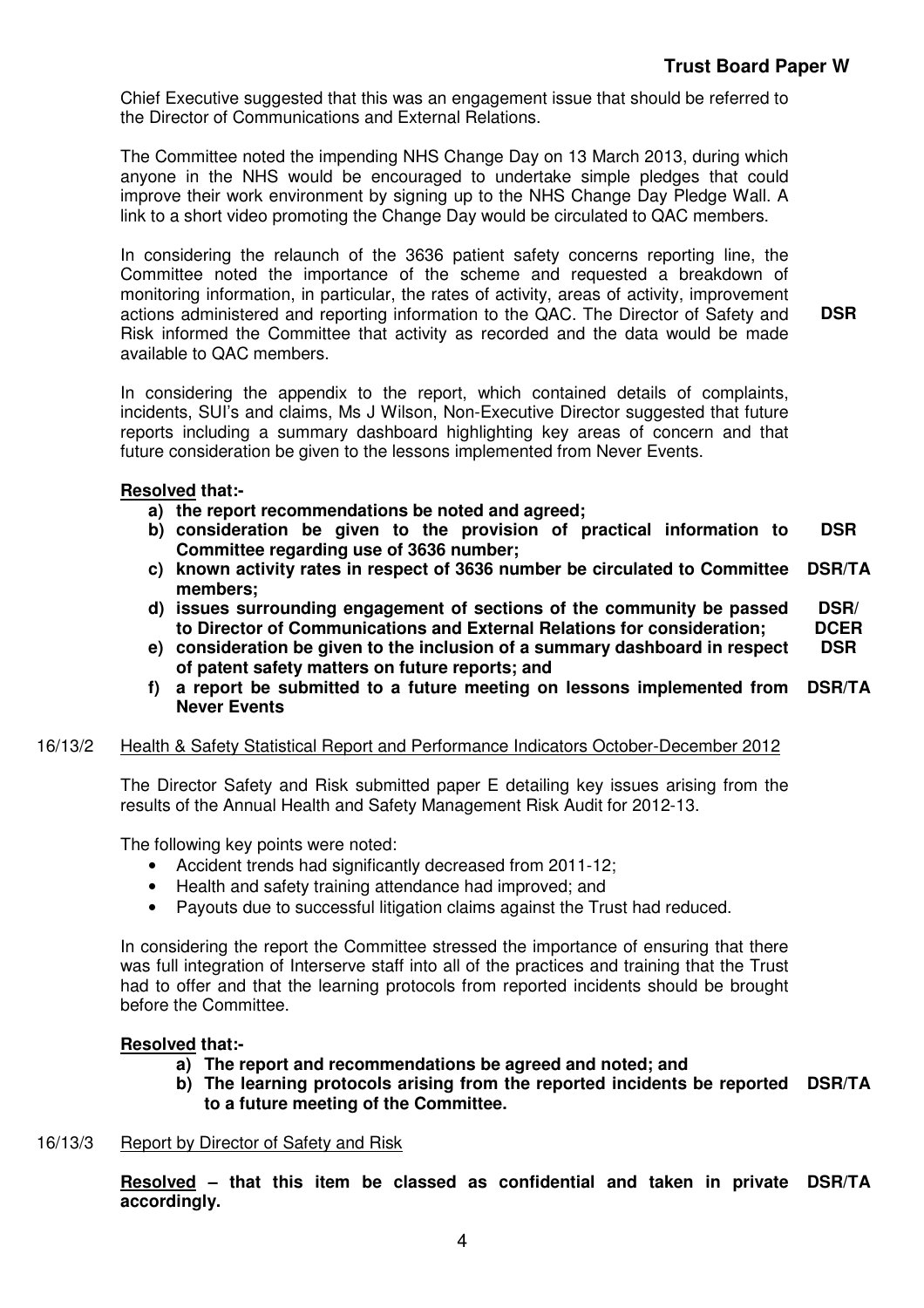Chief Executive suggested that this was an engagement issue that should be referred to the Director of Communications and External Relations.

The Committee noted the impending NHS Change Day on 13 March 2013, during which anyone in the NHS would be encouraged to undertake simple pledges that could improve their work environment by signing up to the NHS Change Day Pledge Wall. A link to a short video promoting the Change Day would be circulated to QAC members.

In considering the relaunch of the 3636 patient safety concerns reporting line, the Committee noted the importance of the scheme and requested a breakdown of monitoring information, in particular, the rates of activity, areas of activity, improvement actions administered and reporting information to the QAC. The Director of Safety and Risk informed the Committee that activity as recorded and the data would be made available to QAC members. **DSR**

In considering the appendix to the report, which contained details of complaints, incidents, SUI's and claims, Ms J Wilson, Non-Executive Director suggested that future reports including a summary dashboard highlighting key areas of concern and that future consideration be given to the lessons implemented from Never Events.

**Resolved that:-**

a) **the report recommendations be noted and agreed;**
b) **consideration be given to the provision of practical information to Committee regarding use of 3636 number;** **DSR**
c) **known activity rates in respect of 3636 number be circulated to Committee members;** **DSR/TA**
d) **issues surrounding engagement of sections of the community be passed to Director of Communications and External Relations for consideration;** **DSR/ DCER**
e) **consideration be given to the inclusion of a summary dashboard in respect of patent safety matters on future reports; and** **DSR**
f) **a report be submitted to a future meeting on lessons implemented from Never Events** **DSR/TA**

16/13/2 Health & Safety Statistical Report and Performance Indicators October-December 2012

The Director Safety and Risk submitted paper E detailing key issues arising from the results of the Annual Health and Safety Management Risk Audit for 2012-13.

The following key points were noted:

- Accident trends had significantly decreased from 2011-12;
- Health and safety training attendance had improved; and
- Payouts due to successful litigation claims against the Trust had reduced.

In considering the report the Committee stressed the importance of ensuring that there was full integration of Interserve staff into all of the practices and training that the Trust had to offer and that the learning protocols from reported incidents should be brought before the Committee.

**Resolved that:-**

a) **The report and recommendations be agreed and noted; and**
b) **The learning protocols arising from the reported incidents be reported to a future meeting of the Committee.** **DSR/TA**

16/13/3 Report by Director of Safety and Risk

**Resolved – that this item be classed as confidential and taken in private accordingly.** **DSR/TA**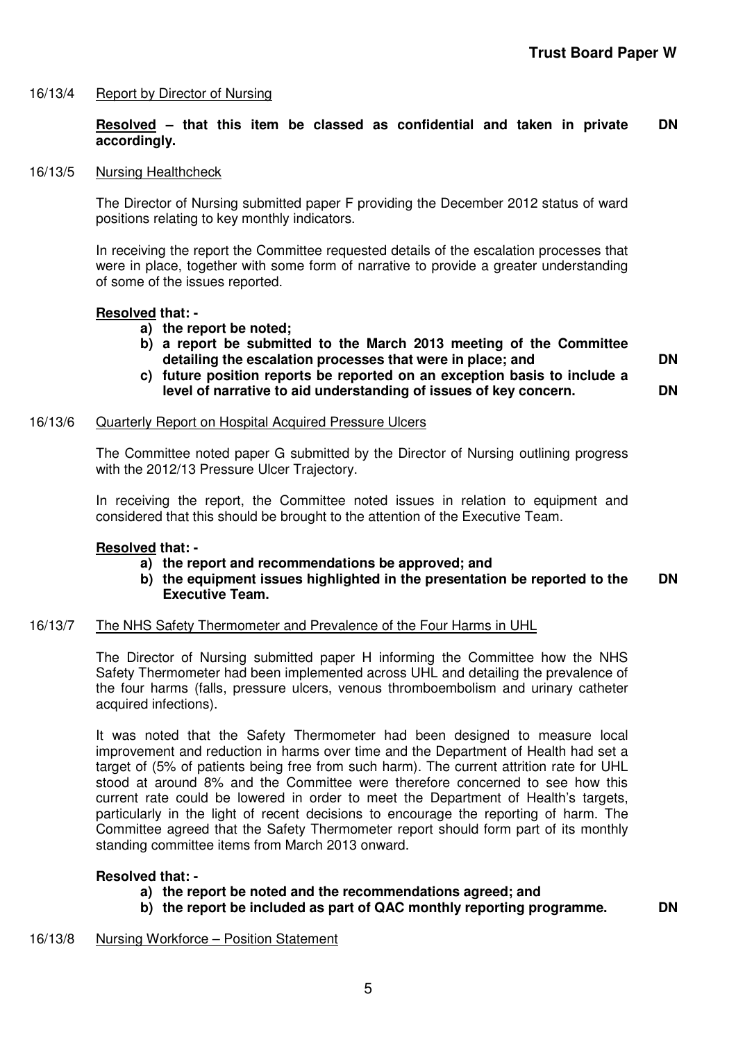**Trust Board Paper W**

16/13/4 Report by Director of Nursing

**Resolved – that this item be classed as confidential and taken in private accordingly.** **DN**

16/13/5 Nursing Healthcheck

The Director of Nursing submitted paper F providing the December 2012 status of ward positions relating to key monthly indicators.

In receiving the report the Committee requested details of the escalation processes that were in place, together with some form of narrative to provide a greater understanding of some of the issues reported.

**Resolved that: -**

- **a) the report be noted;**
- **b) a report be submitted to the March 2013 meeting of the Committee detailing the escalation processes that were in place; and** **DN**
- **c) future position reports be reported on an exception basis to include a level of narrative to aid understanding of issues of key concern.** **DN**

16/13/6 Quarterly Report on Hospital Acquired Pressure Ulcers

The Committee noted paper G submitted by the Director of Nursing outlining progress with the 2012/13 Pressure Ulcer Trajectory.

In receiving the report, the Committee noted issues in relation to equipment and considered that this should be brought to the attention of the Executive Team.

**Resolved that: -**

- **a) the report and recommendations be approved; and**
- **b) the equipment issues highlighted in the presentation be reported to the Executive Team.** **DN**

16/13/7 The NHS Safety Thermometer and Prevalence of the Four Harms in UHL

The Director of Nursing submitted paper H informing the Committee how the NHS Safety Thermometer had been implemented across UHL and detailing the prevalence of the four harms (falls, pressure ulcers, venous thromboembolism and urinary catheter acquired infections).

It was noted that the Safety Thermometer had been designed to measure local improvement and reduction in harms over time and the Department of Health had set a target of (5% of patients being free from such harm). The current attrition rate for UHL stood at around 8% and the Committee were therefore concerned to see how this current rate could be lowered in order to meet the Department of Health's targets, particularly in the light of recent decisions to encourage the reporting of harm. The Committee agreed that the Safety Thermometer report should form part of its monthly standing committee items from March 2013 onward.

**Resolved that: -**

- **a) the report be noted and the recommendations agreed; and**
- **b) the report be included as part of QAC monthly reporting programme.** **DN**

16/13/8 Nursing Workforce – Position Statement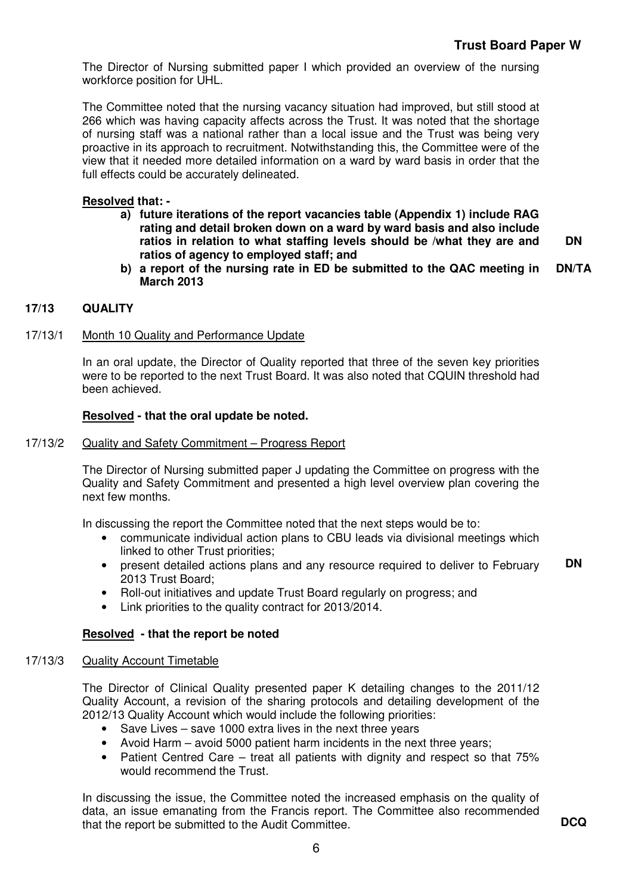The Director of Nursing submitted paper I which provided an overview of the nursing workforce position for UHL.

The Committee noted that the nursing vacancy situation had improved, but still stood at 266 which was having capacity affects across the Trust. It was noted that the shortage of nursing staff was a national rather than a local issue and the Trust was being very proactive in its approach to recruitment. Notwithstanding this, the Committee were of the view that it needed more detailed information on a ward by ward basis in order that the full effects could be accurately delineated.

**Resolved that: -**

**a) future iterations of the report vacancies table (Appendix 1) include RAG rating and detail broken down on a ward by ward basis and also include ratios in relation to what staffing levels should be /what they are and ratios of agency to employed staff; and** **DN**

**b) a report of the nursing rate in ED be submitted to the QAC meeting in March 2013** **DN/TA**

## 17/13 QUALITY

### 17/13/1 Month 10 Quality and Performance Update

In an oral update, the Director of Quality reported that three of the seven key priorities were to be reported to the next Trust Board. It was also noted that CQUIN threshold had been achieved.

**Resolved - that the oral update be noted.**

### 17/13/2 Quality and Safety Commitment – Progress Report

The Director of Nursing submitted paper J updating the Committee on progress with the Quality and Safety Commitment and presented a high level overview plan covering the next few months.

In discussing the report the Committee noted that the next steps would be to:

- communicate individual action plans to CBU leads via divisional meetings which linked to other Trust priorities;
- present detailed actions plans and any resource required to deliver to February 2013 Trust Board; **DN**
- Roll-out initiatives and update Trust Board regularly on progress; and
- Link priorities to the quality contract for 2013/2014.

**Resolved - that the report be noted**

### 17/13/3 Quality Account Timetable

The Director of Clinical Quality presented paper K detailing changes to the 2011/12 Quality Account, a revision of the sharing protocols and detailing development of the 2012/13 Quality Account which would include the following priorities:

- Save Lives – save 1000 extra lives in the next three years
- Avoid Harm – avoid 5000 patient harm incidents in the next three years;
- Patient Centred Care – treat all patients with dignity and respect so that 75% would recommend the Trust.

In discussing the issue, the Committee noted the increased emphasis on the quality of data, an issue emanating from the Francis report. The Committee also recommended that the report be submitted to the Audit Committee. **DCQ**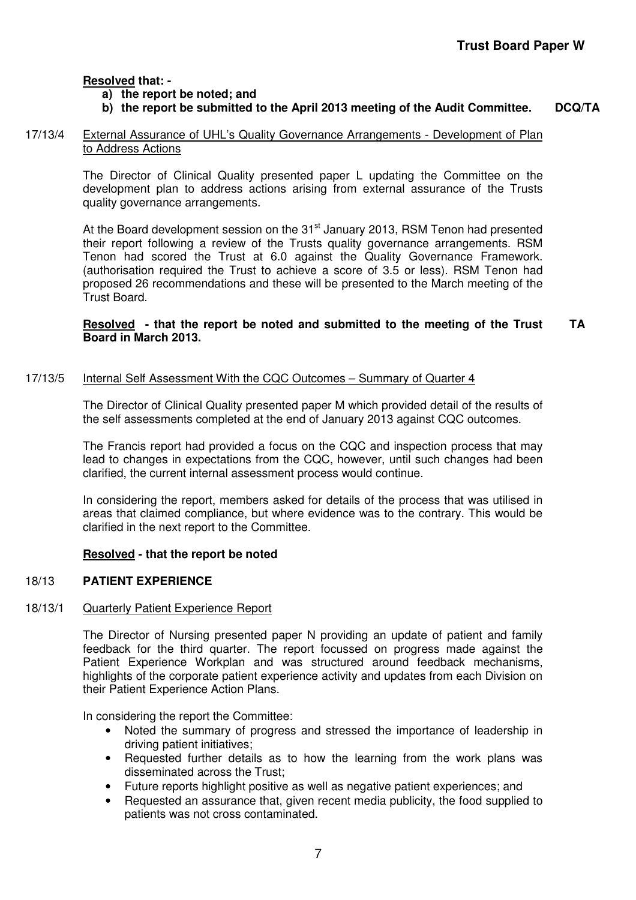**Resolved that: -**

**a) the report be noted; and**

**b) the report be submitted to the April 2013 meeting of the Audit Committee.** **DCQ/TA**

17/13/4 <u>External Assurance of UHL's Quality Governance Arrangements - Development of Plan to Address Actions</u>

The Director of Clinical Quality presented paper L updating the Committee on the development plan to address actions arising from external assurance of the Trusts quality governance arrangements.

At the Board development session on the 31st January 2013, RSM Tenon had presented their report following a review of the Trusts quality governance arrangements. RSM Tenon had scored the Trust at 6.0 against the Quality Governance Framework. (authorisation required the Trust to achieve a score of 3.5 or less). RSM Tenon had proposed 26 recommendations and these will be presented to the March meeting of the Trust Board.

**<u>Resolved</u> - that the report be noted and submitted to the meeting of the Trust Board in March 2013.** **TA**

17/13/5 <u>Internal Self Assessment With the CQC Outcomes – Summary of Quarter 4</u>

The Director of Clinical Quality presented paper M which provided detail of the results of the self assessments completed at the end of January 2013 against CQC outcomes.

The Francis report had provided a focus on the CQC and inspection process that may lead to changes in expectations from the CQC, however, until such changes had been clarified, the current internal assessment process would continue.

In considering the report, members asked for details of the process that was utilised in areas that claimed compliance, but where evidence was to the contrary. This would be clarified in the next report to the Committee.

**<u>Resolved</u> - that the report be noted**

## 18/13 PATIENT EXPERIENCE

18/13/1 <u>Quarterly Patient Experience Report</u>

The Director of Nursing presented paper N providing an update of patient and family feedback for the third quarter. The report focussed on progress made against the Patient Experience Workplan and was structured around feedback mechanisms, highlights of the corporate patient experience activity and updates from each Division on their Patient Experience Action Plans.

In considering the report the Committee:

- Noted the summary of progress and stressed the importance of leadership in driving patient initiatives;
- Requested further details as to how the learning from the work plans was disseminated across the Trust;
- Future reports highlight positive as well as negative patient experiences; and
- Requested an assurance that, given recent media publicity, the food supplied to patients was not cross contaminated.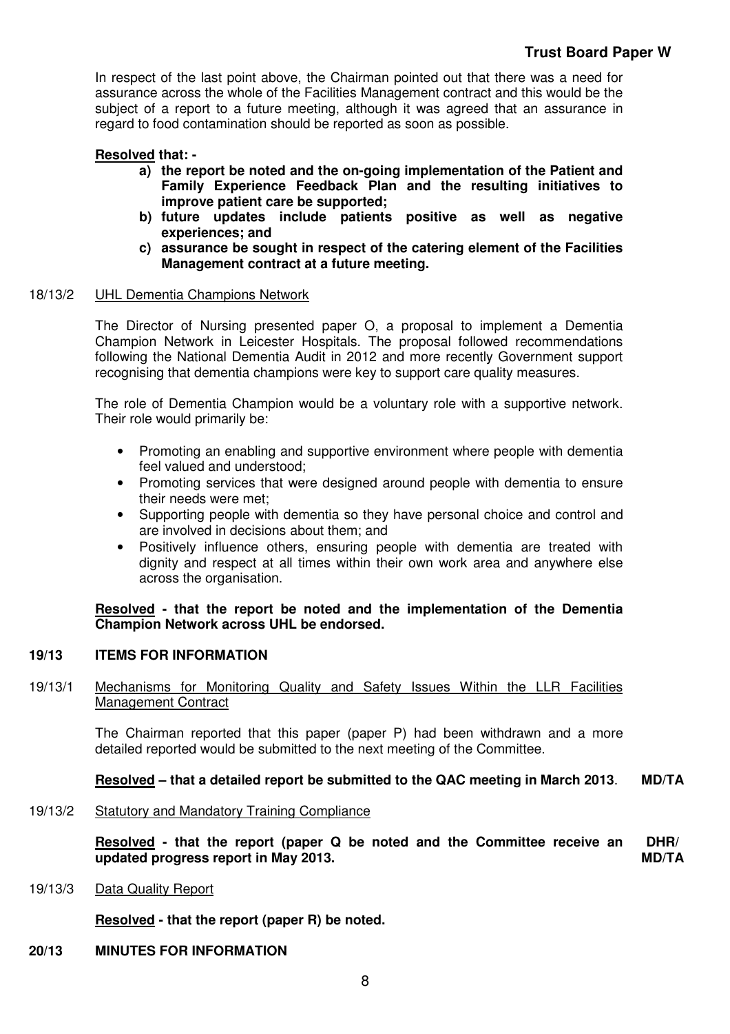In respect of the last point above, the Chairman pointed out that there was a need for assurance across the whole of the Facilities Management contract and this would be the subject of a report to a future meeting, although it was agreed that an assurance in regard to food contamination should be reported as soon as possible.

**Resolved that: -**

**a) the report be noted and the on-going implementation of the Patient and Family Experience Feedback Plan and the resulting initiatives to improve patient care be supported;**

**b) future updates include patients positive as well as negative experiences; and**

**c) assurance be sought in respect of the catering element of the Facilities Management contract at a future meeting.**

18/13/2 UHL Dementia Champions Network

The Director of Nursing presented paper O, a proposal to implement a Dementia Champion Network in Leicester Hospitals. The proposal followed recommendations following the National Dementia Audit in 2012 and more recently Government support recognising that dementia champions were key to support care quality measures.

The role of Dementia Champion would be a voluntary role with a supportive network. Their role would primarily be:

- Promoting an enabling and supportive environment where people with dementia feel valued and understood;
- Promoting services that were designed around people with dementia to ensure their needs were met;
- Supporting people with dementia so they have personal choice and control and are involved in decisions about them; and
- Positively influence others, ensuring people with dementia are treated with dignity and respect at all times within their own work area and anywhere else across the organisation.

**Resolved - that the report be noted and the implementation of the Dementia Champion Network across UHL be endorsed.**

**19/13 ITEMS FOR INFORMATION**

19/13/1 Mechanisms for Monitoring Quality and Safety Issues Within the LLR Facilities Management Contract

The Chairman reported that this paper (paper P) had been withdrawn and a more detailed reported would be submitted to the next meeting of the Committee.

**Resolved – that a detailed report be submitted to the QAC meeting in March 2013.** **MD/TA**

19/13/2 Statutory and Mandatory Training Compliance

**Resolved - that the report (paper Q be noted and the Committee receive an updated progress report in May 2013.** **DHR/ MD/TA**

19/13/3 Data Quality Report

**Resolved - that the report (paper R) be noted.**

**20/13 MINUTES FOR INFORMATION**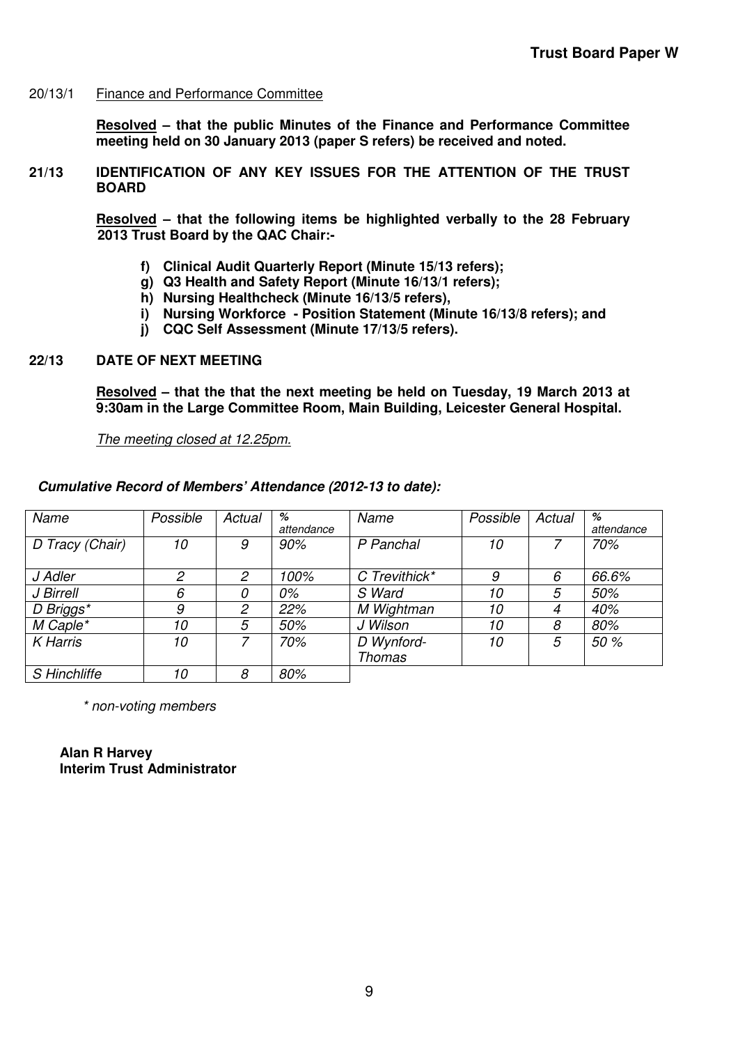20/13/1 Finance and Performance Committee

**Resolved – that the public Minutes of the Finance and Performance Committee meeting held on 30 January 2013 (paper S refers) be received and noted.**

**21/13 IDENTIFICATION OF ANY KEY ISSUES FOR THE ATTENTION OF THE TRUST BOARD**

**Resolved – that the following items be highlighted verbally to the 28 February 2013 Trust Board by the QAC Chair:-**

- **f) Clinical Audit Quarterly Report (Minute 15/13 refers);**
- **g) Q3 Health and Safety Report (Minute 16/13/1 refers);**
- **h) Nursing Healthcheck (Minute 16/13/5 refers),**
- **i) Nursing Workforce - Position Statement (Minute 16/13/8 refers); and**
- **j) CQC Self Assessment (Minute 17/13/5 refers).**

**22/13 DATE OF NEXT MEETING**

**Resolved – that the that the next meeting be held on Tuesday, 19 March 2013 at 9:30am in the Large Committee Room, Main Building, Leicester General Hospital.**

*The meeting closed at 12.25pm.*

***Cumulative Record of Members' Attendance (2012-13 to date):***

| *Name* | *Possible* | *Actual* | *% attendance* | *Name* | *Possible* | *Actual* | *% attendance* |
|---|---|---|---|---|---|---|---|
| *D Tracy (Chair)* | *10* | *9* | *90%* | *P Panchal* | *10* | *7* | *70%* |
| *J Adler* | *2* | *2* | *100%* | *C Trevithick** | *9* | *6* | *66.6%* |
| *J Birrell* | *6* | *0* | *0%* | *S Ward* | *10* | *5* | *50%* |
| *D Briggs** | *9* | *2* | *22%* | *M Wightman* | *10* | *4* | *40%* |
| *M Caple** | *10* | *5* | *50%* | *J Wilson* | *10* | *8* | *80%* |
| *K Harris* | *10* | *7* | *70%* | *D Wynford-Thomas* | *10* | *5* | *50 %* |
| *S Hinchliffe* | *10* | *8* | *80%* | | | | |

*\* non-voting members*

**Alan R Harvey**
**Interim Trust Administrator**